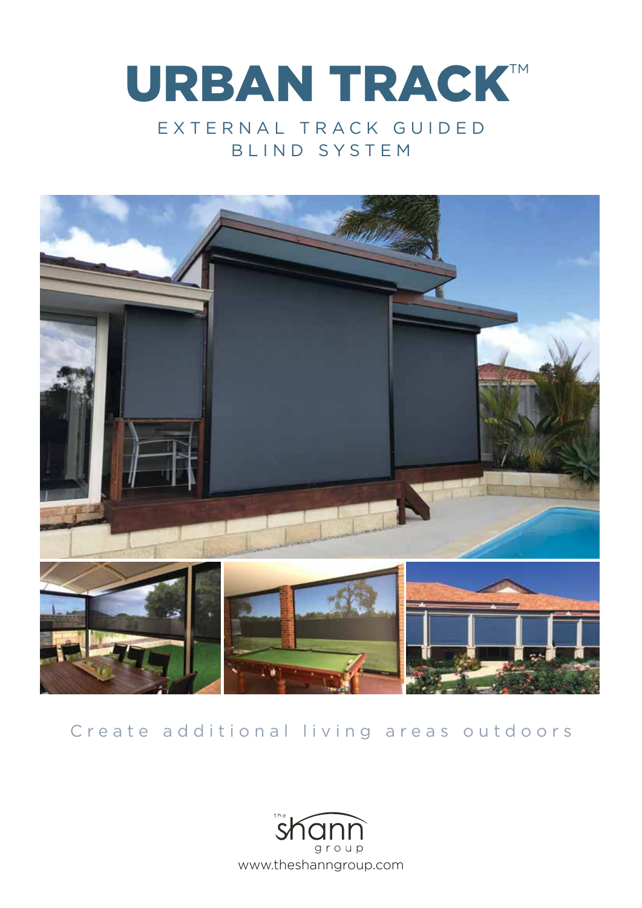# URBAN TRACK™

## EXTERNAL TRACK GUIDED BLIND SYSTEM

Create additional living areas outdoors

the shann group

www.theshanngroup.com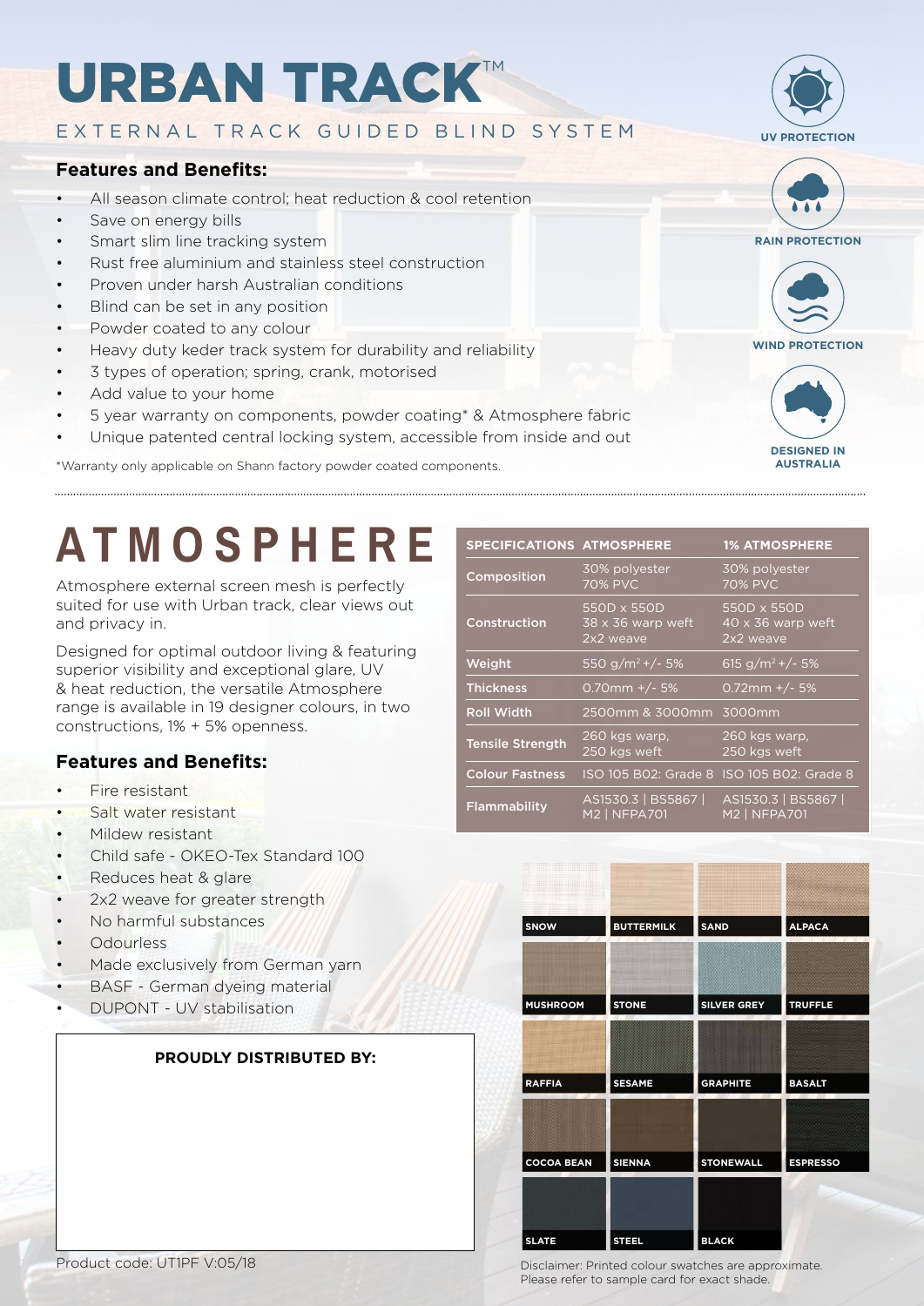# URBAN TRACK™

EXTERNAL TRACK GUIDED BLIND SYSTEM

UV PROTECTION

RAIN PROTECTION

WIND PROTECTION

DESIGNED IN AUSTRALIA

### Features and Benefits:

- All season climate control; heat reduction & cool retention
- Save on energy bills
- Smart slim line tracking system
- Rust free aluminium and stainless steel construction
- Proven under harsh Australian conditions
- Blind can be set in any position
- Powder coated to any colour
- Heavy duty keder track system for durability and reliability
- 3 types of operation; spring, crank, motorised
- Add value to your home
- 5 year warranty on components, powder coating* & Atmosphere fabric
- Unique patented central locking system, accessible from inside and out

*Warranty only applicable on Shann factory powder coated components.

# ATMOSPHERE

Atmosphere external screen mesh is perfectly suited for use with Urban track, clear views out and privacy in.

Designed for optimal outdoor living & featuring superior visibility and exceptional glare, UV & heat reduction, the versatile Atmosphere range is available in 19 designer colours, in two constructions, 1% + 5% openness.

| SPECIFICATIONS | ATMOSPHERE | 1% ATMOSPHERE |
|---|---|---|
| Composition | 30% polyester 70% PVC | 30% polyester 70% PVC |
| Construction | 550D x 550D 38 x 36 warp weft 2x2 weave | 550D x 550D 40 x 36 warp weft 2x2 weave |
| Weight | 550 g/m² +/- 5% | 615 g/m² +/- 5% |
| Thickness | 0.70mm +/- 5% | 0.72mm +/- 5% |
| Roll Width | 2500mm & 3000mm | 3000mm |
| Tensile Strength | 260 kgs warp, 250 kgs weft | 260 kgs warp, 250 kgs weft |
| Colour Fastness | ISO 105 B02: Grade 8 | ISO 105 B02: Grade 8 |
| Flammability | AS1530.3 \| BS5867 \| M2 \| NFPA701 | AS1530.3 \| BS5867 \| M2 \| NFPA701 |

### Features and Benefits:

- Fire resistant
- Salt water resistant
- Mildew resistant
- Child safe - OKEO-Tex Standard 100
- Reduces heat & glare
- 2x2 weave for greater strength
- No harmful substances
- Odourless
- Made exclusively from German yarn
- BASF - German dyeing material
- DUPONT - UV stabilisation

SNOW | BUTTERMILK | SAND | ALPACA
MUSHROOM | STONE | SILVER GREY | TRUFFLE
RAFFIA | SESAME | GRAPHITE | BASALT
COCOA BEAN | SIENNA | STONEWALL | ESPRESSO
SLATE | STEEL | BLACK

**PROUDLY DISTRIBUTED BY:**

Product code: UT1PF V:05/18

Disclaimer: Printed colour swatches are approximate. Please refer to sample card for exact shade.